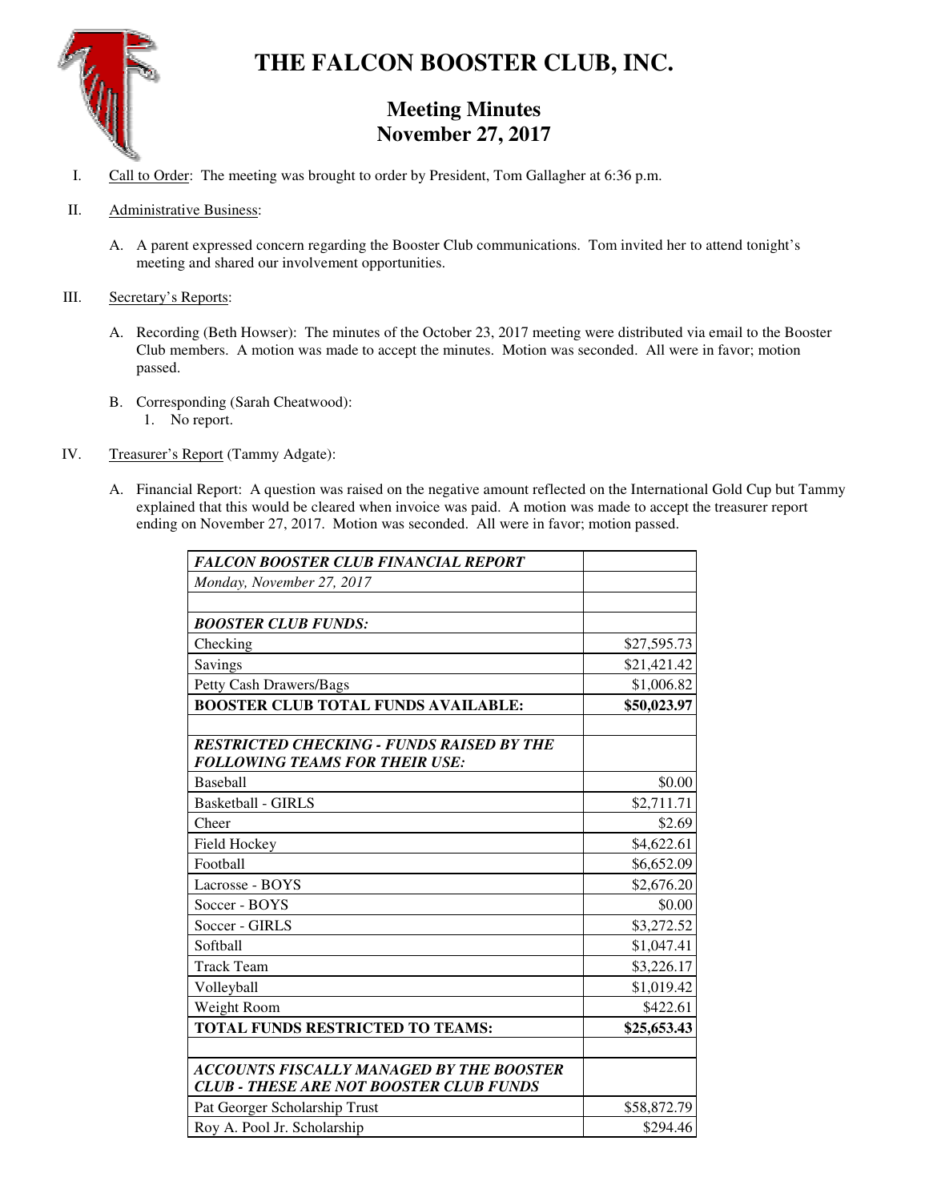# THE FALCON BOOSTER CLUB, INC.

## Meeting Minutes
## November 27, 2017

I. Call to Order: The meeting was brought to order by President, Tom Gallagher at 6:36 p.m.

II. Administrative Business:

   A. A parent expressed concern regarding the Booster Club communications. Tom invited her to attend tonight's meeting and shared our involvement opportunities.

III. Secretary's Reports:

   A. Recording (Beth Howser): The minutes of the October 23, 2017 meeting were distributed via email to the Booster Club members. A motion was made to accept the minutes. Motion was seconded. All were in favor; motion passed.

   B. Corresponding (Sarah Cheatwood):
      1. No report.

IV. Treasurer's Report (Tammy Adgate):

   A. Financial Report: A question was raised on the negative amount reflected on the International Gold Cup but Tammy explained that this would be cleared when invoice was paid. A motion was made to accept the treasurer report ending on November 27, 2017. Motion was seconded. All were in favor; motion passed.

| ***FALCON BOOSTER CLUB FINANCIAL REPORT*** | |
|---|---|
| *Monday, November 27, 2017* | |
| | |
| ***BOOSTER CLUB FUNDS:*** | |
| Checking | $27,595.73 |
| Savings | $21,421.42 |
| Petty Cash Drawers/Bags | $1,006.82 |
| **BOOSTER CLUB TOTAL FUNDS AVAILABLE:** | **$50,023.97** |
| | |
| ***RESTRICTED CHECKING - FUNDS RAISED BY THE FOLLOWING TEAMS FOR THEIR USE:*** | |
| Baseball | $0.00 |
| Basketball - GIRLS | $2,711.71 |
| Cheer | $2.69 |
| Field Hockey | $4,622.61 |
| Football | $6,652.09 |
| Lacrosse - BOYS | $2,676.20 |
| Soccer - BOYS | $0.00 |
| Soccer - GIRLS | $3,272.52 |
| Softball | $1,047.41 |
| Track Team | $3,226.17 |
| Volleyball | $1,019.42 |
| Weight Room | $422.61 |
| **TOTAL FUNDS RESTRICTED TO TEAMS:** | **$25,653.43** |
| | |
| ***ACCOUNTS FISCALLY MANAGED BY THE BOOSTER CLUB - THESE ARE NOT BOOSTER CLUB FUNDS*** | |
| Pat Georger Scholarship Trust | $58,872.79 |
| Roy A. Pool Jr. Scholarship | $294.46 |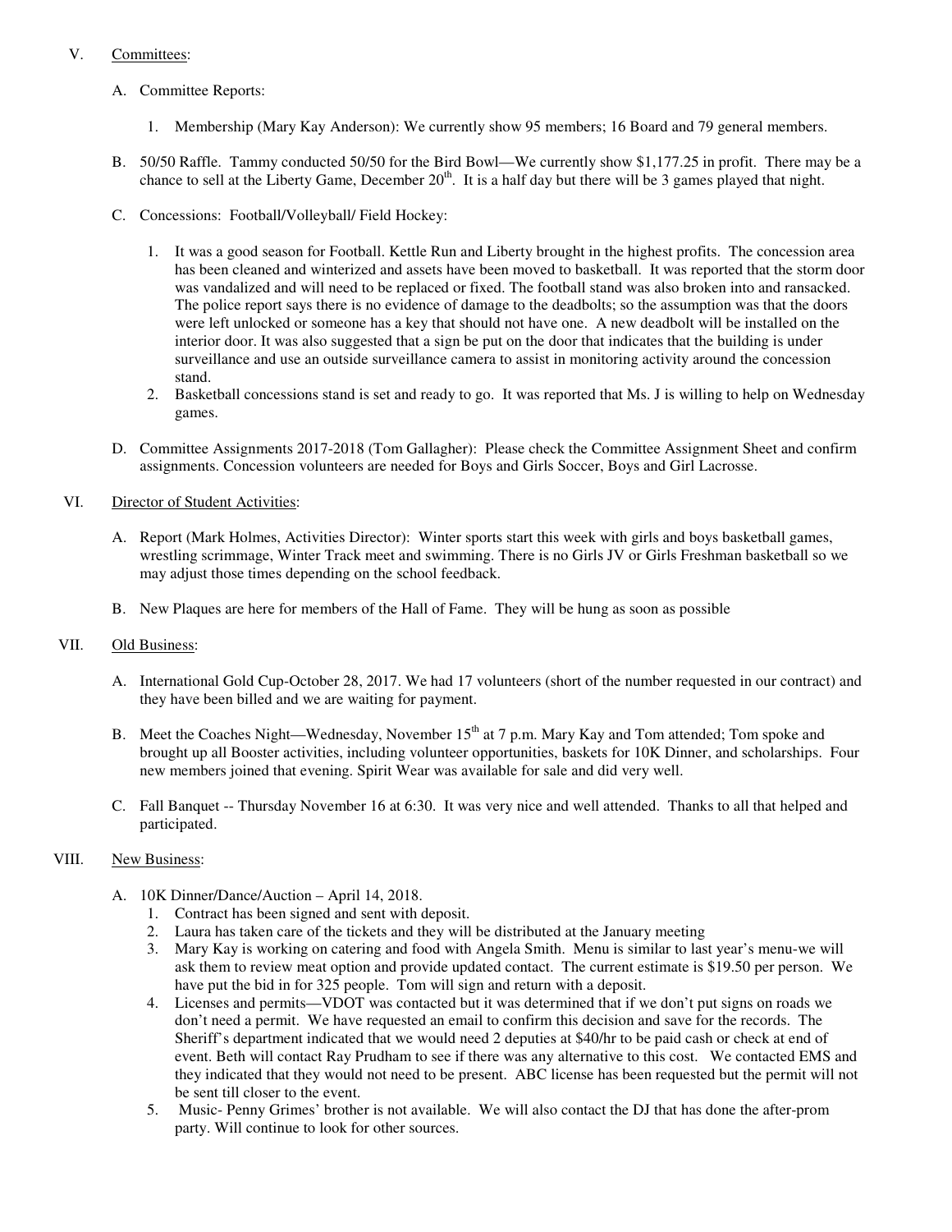V. <u>Committees</u>:

A. Committee Reports:

1. Membership (Mary Kay Anderson): We currently show 95 members; 16 Board and 79 general members.

B. 50/50 Raffle. Tammy conducted 50/50 for the Bird Bowl—We currently show $1,177.25 in profit. There may be a chance to sell at the Liberty Game, December 20th. It is a half day but there will be 3 games played that night.

C. Concessions: Football/Volleyball/ Field Hockey:

1. It was a good season for Football. Kettle Run and Liberty brought in the highest profits. The concession area has been cleaned and winterized and assets have been moved to basketball. It was reported that the storm door was vandalized and will need to be replaced or fixed. The football stand was also broken into and ransacked. The police report says there is no evidence of damage to the deadbolts; so the assumption was that the doors were left unlocked or someone has a key that should not have one. A new deadbolt will be installed on the interior door. It was also suggested that a sign be put on the door that indicates that the building is under surveillance and use an outside surveillance camera to assist in monitoring activity around the concession stand.
2. Basketball concessions stand is set and ready to go. It was reported that Ms. J is willing to help on Wednesday games.

D. Committee Assignments 2017-2018 (Tom Gallagher): Please check the Committee Assignment Sheet and confirm assignments. Concession volunteers are needed for Boys and Girls Soccer, Boys and Girl Lacrosse.

VI. <u>Director of Student Activities</u>:

A. Report (Mark Holmes, Activities Director): Winter sports start this week with girls and boys basketball games, wrestling scrimmage, Winter Track meet and swimming. There is no Girls JV or Girls Freshman basketball so we may adjust those times depending on the school feedback.

B. New Plaques are here for members of the Hall of Fame. They will be hung as soon as possible

VII. <u>Old Business</u>:

A. International Gold Cup-October 28, 2017. We had 17 volunteers (short of the number requested in our contract) and they have been billed and we are waiting for payment.

B. Meet the Coaches Night—Wednesday, November 15th at 7 p.m. Mary Kay and Tom attended; Tom spoke and brought up all Booster activities, including volunteer opportunities, baskets for 10K Dinner, and scholarships. Four new members joined that evening. Spirit Wear was available for sale and did very well.

C. Fall Banquet -- Thursday November 16 at 6:30. It was very nice and well attended. Thanks to all that helped and participated.

VIII. <u>New Business</u>:

A. 10K Dinner/Dance/Auction – April 14, 2018.
1. Contract has been signed and sent with deposit.
2. Laura has taken care of the tickets and they will be distributed at the January meeting
3. Mary Kay is working on catering and food with Angela Smith. Menu is similar to last year's menu-we will ask them to review meat option and provide updated contact. The current estimate is $19.50 per person. We have put the bid in for 325 people. Tom will sign and return with a deposit.
4. Licenses and permits—VDOT was contacted but it was determined that if we don't put signs on roads we don't need a permit. We have requested an email to confirm this decision and save for the records. The Sheriff's department indicated that we would need 2 deputies at $40/hr to be paid cash or check at end of event. Beth will contact Ray Prudham to see if there was any alternative to this cost. We contacted EMS and they indicated that they would not need to be present. ABC license has been requested but the permit will not be sent till closer to the event.
5. Music- Penny Grimes' brother is not available. We will also contact the DJ that has done the after-prom party. Will continue to look for other sources.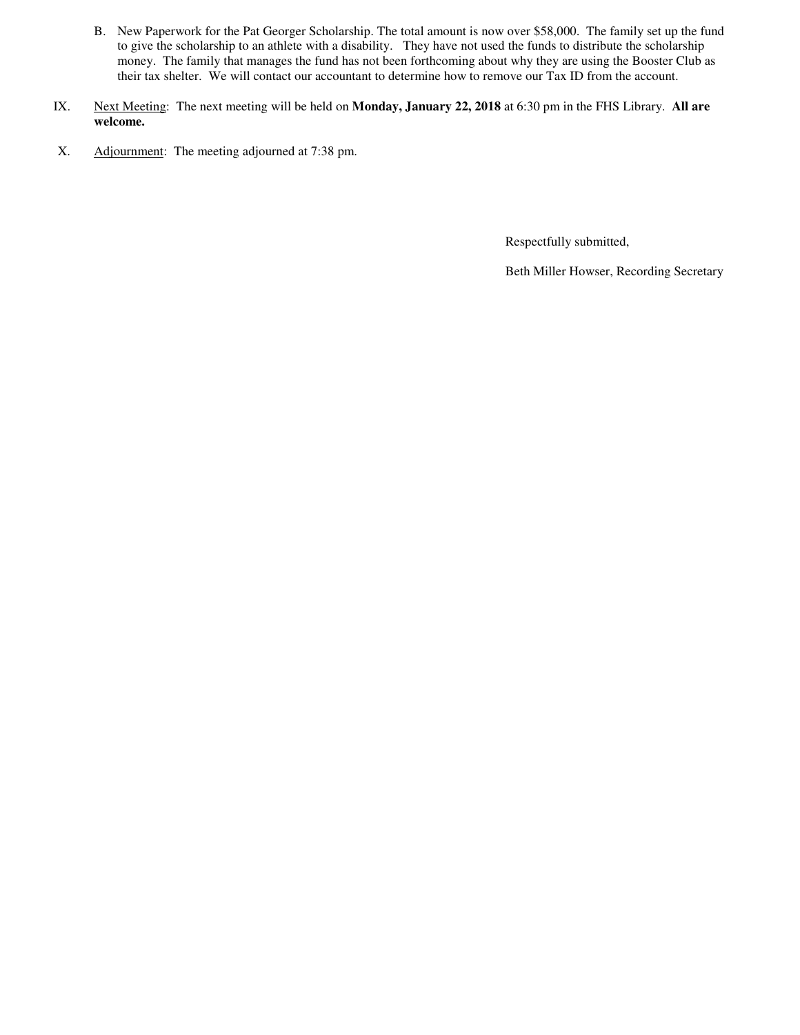B. New Paperwork for the Pat Georger Scholarship. The total amount is now over $58,000. The family set up the fund to give the scholarship to an athlete with a disability. They have not used the funds to distribute the scholarship money. The family that manages the fund has not been forthcoming about why they are using the Booster Club as their tax shelter. We will contact our accountant to determine how to remove our Tax ID from the account.

IX. Next Meeting: The next meeting will be held on **Monday, January 22, 2018** at 6:30 pm in the FHS Library. **All are welcome.**

X. Adjournment: The meeting adjourned at 7:38 pm.

Respectfully submitted,

Beth Miller Howser, Recording Secretary